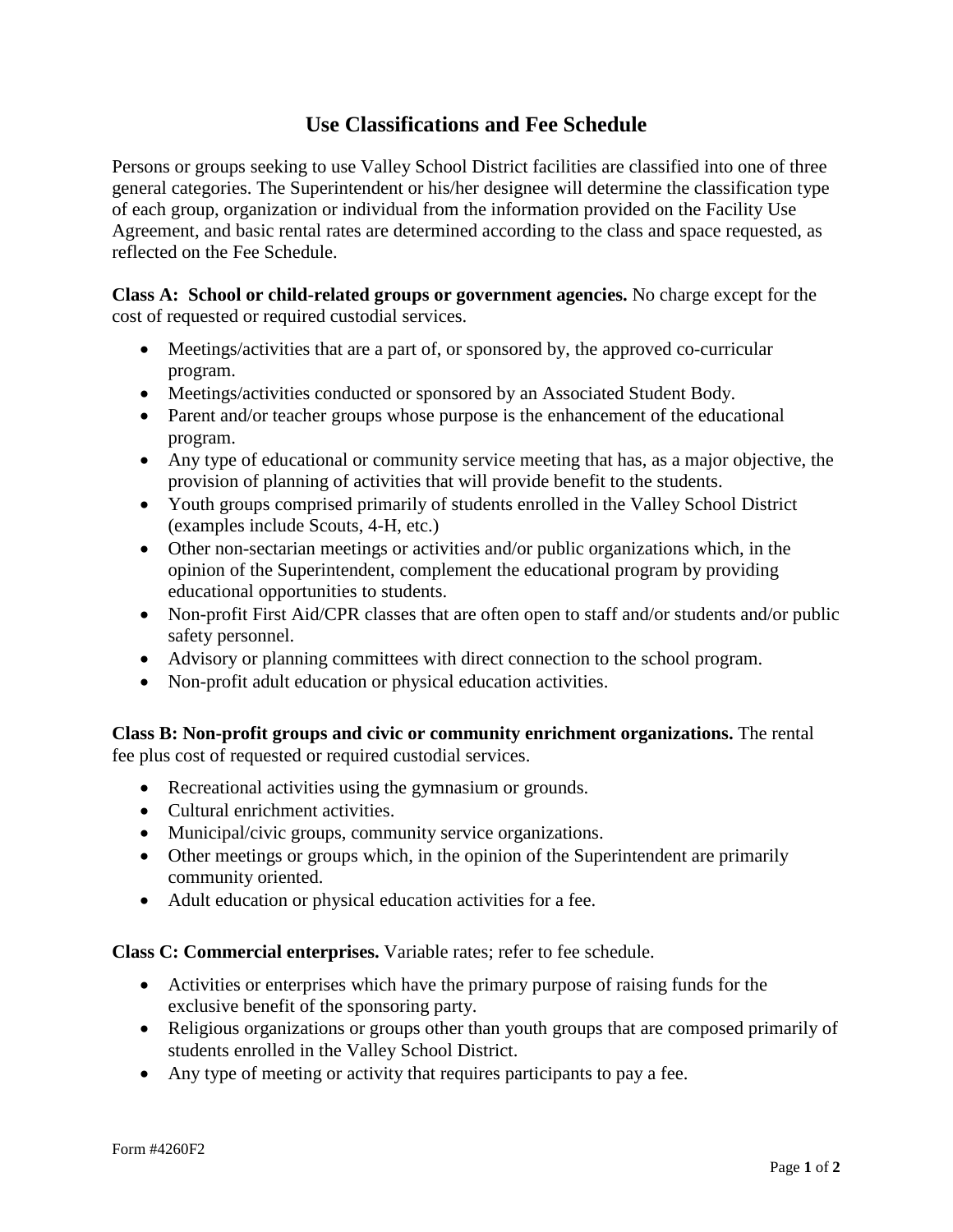# Use Classifications and Fee Schedule

Persons or groups seeking to use Valley School District facilities are classified into one of three general categories. The Superintendent or his/her designee will determine the classification type of each group, organization or individual from the information provided on the Facility Use Agreement, and basic rental rates are determined according to the class and space requested, as reflected on the Fee Schedule.

**Class A: School or child-related groups or government agencies.** No charge except for the cost of requested or required custodial services.

- Meetings/activities that are a part of, or sponsored by, the approved co-curricular program.
- Meetings/activities conducted or sponsored by an Associated Student Body.
- Parent and/or teacher groups whose purpose is the enhancement of the educational program.
- Any type of educational or community service meeting that has, as a major objective, the provision of planning of activities that will provide benefit to the students.
- Youth groups comprised primarily of students enrolled in the Valley School District (examples include Scouts, 4-H, etc.)
- Other non-sectarian meetings or activities and/or public organizations which, in the opinion of the Superintendent, complement the educational program by providing educational opportunities to students.
- Non-profit First Aid/CPR classes that are often open to staff and/or students and/or public safety personnel.
- Advisory or planning committees with direct connection to the school program.
- Non-profit adult education or physical education activities.

**Class B: Non-profit groups and civic or community enrichment organizations.** The rental fee plus cost of requested or required custodial services.

- Recreational activities using the gymnasium or grounds.
- Cultural enrichment activities.
- Municipal/civic groups, community service organizations.
- Other meetings or groups which, in the opinion of the Superintendent are primarily community oriented.
- Adult education or physical education activities for a fee.

**Class C: Commercial enterprises.** Variable rates; refer to fee schedule.

- Activities or enterprises which have the primary purpose of raising funds for the exclusive benefit of the sponsoring party.
- Religious organizations or groups other than youth groups that are composed primarily of students enrolled in the Valley School District.
- Any type of meeting or activity that requires participants to pay a fee.

Form #4260F2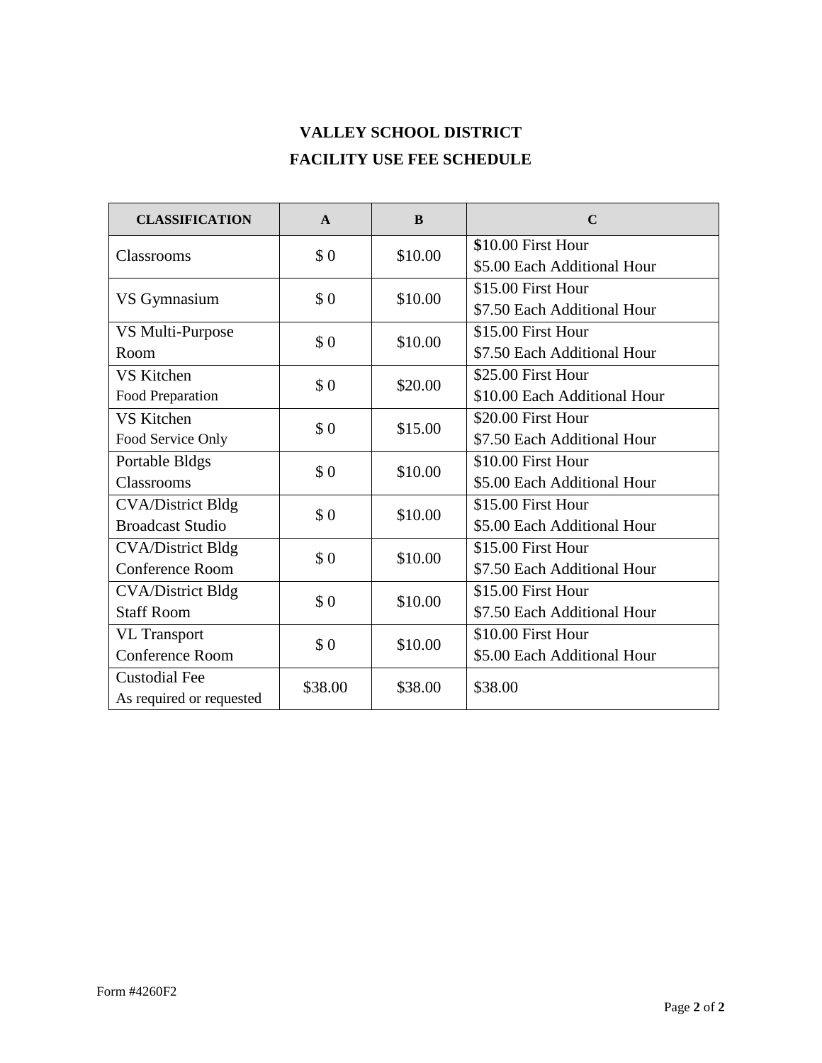# VALLEY SCHOOL DISTRICT

## FACILITY USE FEE SCHEDULE

| CLASSIFICATION | A | B | C |
|---|---|---|---|
| Classrooms | $ 0 | $10.00 | $10.00 First Hour<br>$5.00 Each Additional Hour |
| VS Gymnasium | $ 0 | $10.00 | $15.00 First Hour<br>$7.50 Each Additional Hour |
| VS Multi-Purpose Room | $ 0 | $10.00 | $15.00 First Hour<br>$7.50 Each Additional Hour |
| VS Kitchen<br>Food Preparation | $ 0 | $20.00 | $25.00 First Hour<br>$10.00 Each Additional Hour |
| VS Kitchen<br>Food Service Only | $ 0 | $15.00 | $20.00 First Hour<br>$7.50 Each Additional Hour |
| Portable Bldgs<br>Classrooms | $ 0 | $10.00 | $10.00 First Hour<br>$5.00 Each Additional Hour |
| CVA/District Bldg<br>Broadcast Studio | $ 0 | $10.00 | $15.00 First Hour<br>$5.00 Each Additional Hour |
| CVA/District Bldg<br>Conference Room | $ 0 | $10.00 | $15.00 First Hour<br>$7.50 Each Additional Hour |
| CVA/District Bldg<br>Staff Room | $ 0 | $10.00 | $15.00 First Hour<br>$7.50 Each Additional Hour |
| VL Transport<br>Conference Room | $ 0 | $10.00 | $10.00 First Hour<br>$5.00 Each Additional Hour |
| Custodial Fee<br>As required or requested | $38.00 | $38.00 | $38.00 |

Form #4260F2